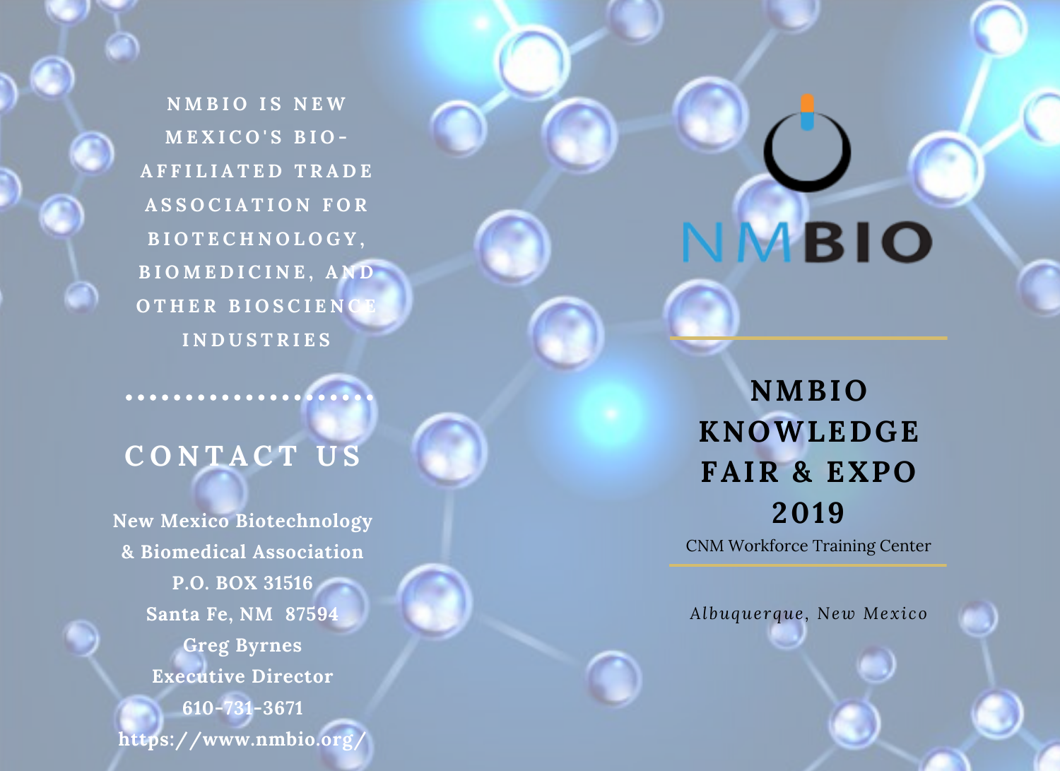NMBIO IS NEW MEXICO'S BIO-AFFILIATED TRADE ASSOCIATION FOR BIOTECHNOLOGY, BIOMEDICINE, AND OTHER BIOSCIENCE INDUSTRIES

## CONTACT US

**New Mexico Biotechnology & Biomedical Association**
**P.O. BOX 31516**
**Santa Fe, NM 87594**
**Greg Byrnes**
**Executive Director**
**610-731-3671**
**https://www.nmbio.org/**

NMBIO

# NMBIO KNOWLEDGE FAIR & EXPO 2019

CNM Workforce Training Center

*Albuquerque, New Mexico*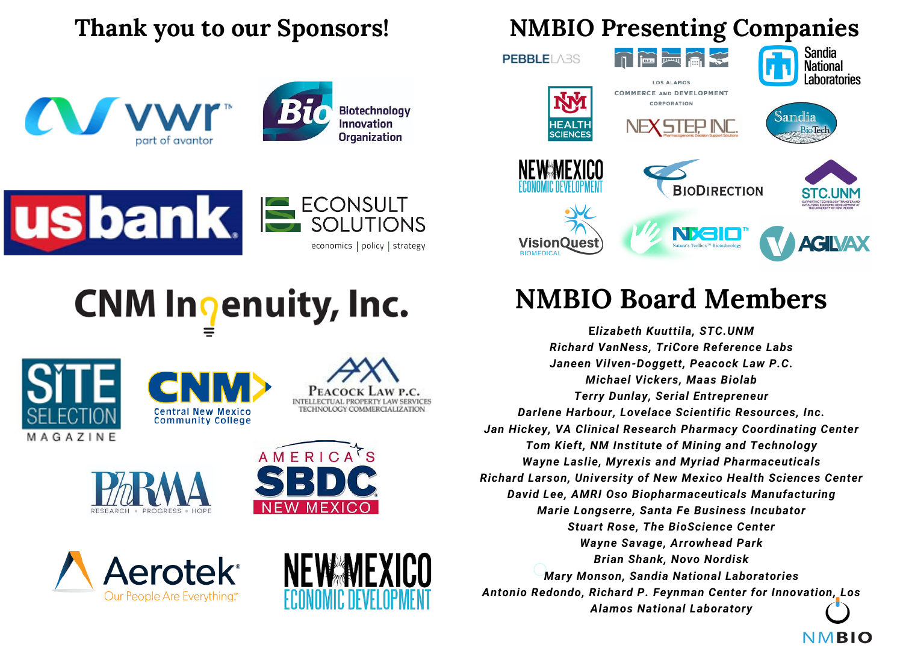# Thank you to our Sponsors!

# NMBIO Presenting Companies

# NMBIO Board Members

*Elizabeth Kuuttila, STC.UNM*
*Richard VanNess, TriCore Reference Labs*
*Janeen Vilven-Doggett, Peacock Law P.C.*
*Michael Vickers, Maas Biolab*
*Terry Dunlay, Serial Entrepreneur*
*Darlene Harbour, Lovelace Scientific Resources, Inc.*
*Jan Hickey, VA Clinical Research Pharmacy Coordinating Center*
*Tom Kieft, NM Institute of Mining and Technology*
*Wayne Laslie, Myrexis and Myriad Pharmaceuticals*
*Richard Larson, University of New Mexico Health Sciences Center*
*David Lee, AMRI Oso Biopharmaceuticals Manufacturing*
*Marie Longserre, Santa Fe Business Incubator*
*Stuart Rose, The BioScience Center*
*Wayne Savage, Arrowhead Park*
*Brian Shank, Novo Nordisk*
*Mary Monson, Sandia National Laboratories*
*Antonio Redondo, Richard P. Feynman Center for Innovation, Los Alamos National Laboratory*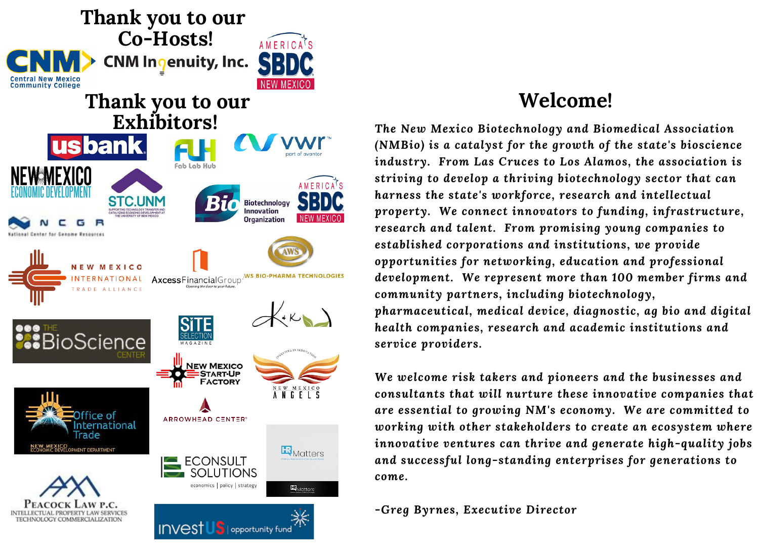# Thank you to our Co-Hosts!

CNM Central New Mexico Community College

CNM Ingenuity, Inc.

America's SBDC New Mexico

# Thank you to our Exhibitors!

us bank

Fab Lab Hub

vwr part of avantor

New Mexico Economic Development

STC.UNM

Bio Biotechnology Innovation Organization

America's SBDC New Mexico

NCGR National Center for Genome Resources

New Mexico International Trade Alliance

Access Financial Group

AWS Bio-Pharma Technologies

The BioScience Center

Site Selection Magazine

New Mexico Start-Up Factory

New Mexico Angels

Office of International Trade – New Mexico Economic Development Department

Arrowhead Center

Econsult Solutions – economics | policy | strategy

HR Matters

Peacock Law P.C. – Intellectual Property Law Services, Technology Commercialization

InvestUS opportunity fund

# Welcome!

*The New Mexico Biotechnology and Biomedical Association (NMBio) is a catalyst for the growth of the state's bioscience industry. From Las Cruces to Los Alamos, the association is striving to develop a thriving biotechnology sector that can harness the state's workforce, research and intellectual property. We connect innovators to funding, infrastructure, research and talent. From promising young companies to established corporations and institutions, we provide opportunities for networking, education and professional development. We represent more than 100 member firms and community partners, including biotechnology, pharmaceutical, medical device, diagnostic, ag bio and digital health companies, research and academic institutions and service providers.*

*We welcome risk takers and pioneers and the businesses and consultants that will nurture these innovative companies that are essential to growing NM's economy. We are committed to working with other stakeholders to create an ecosystem where innovative ventures can thrive and generate high-quality jobs and successful long-standing enterprises for generations to come.*

*-Greg Byrnes, Executive Director*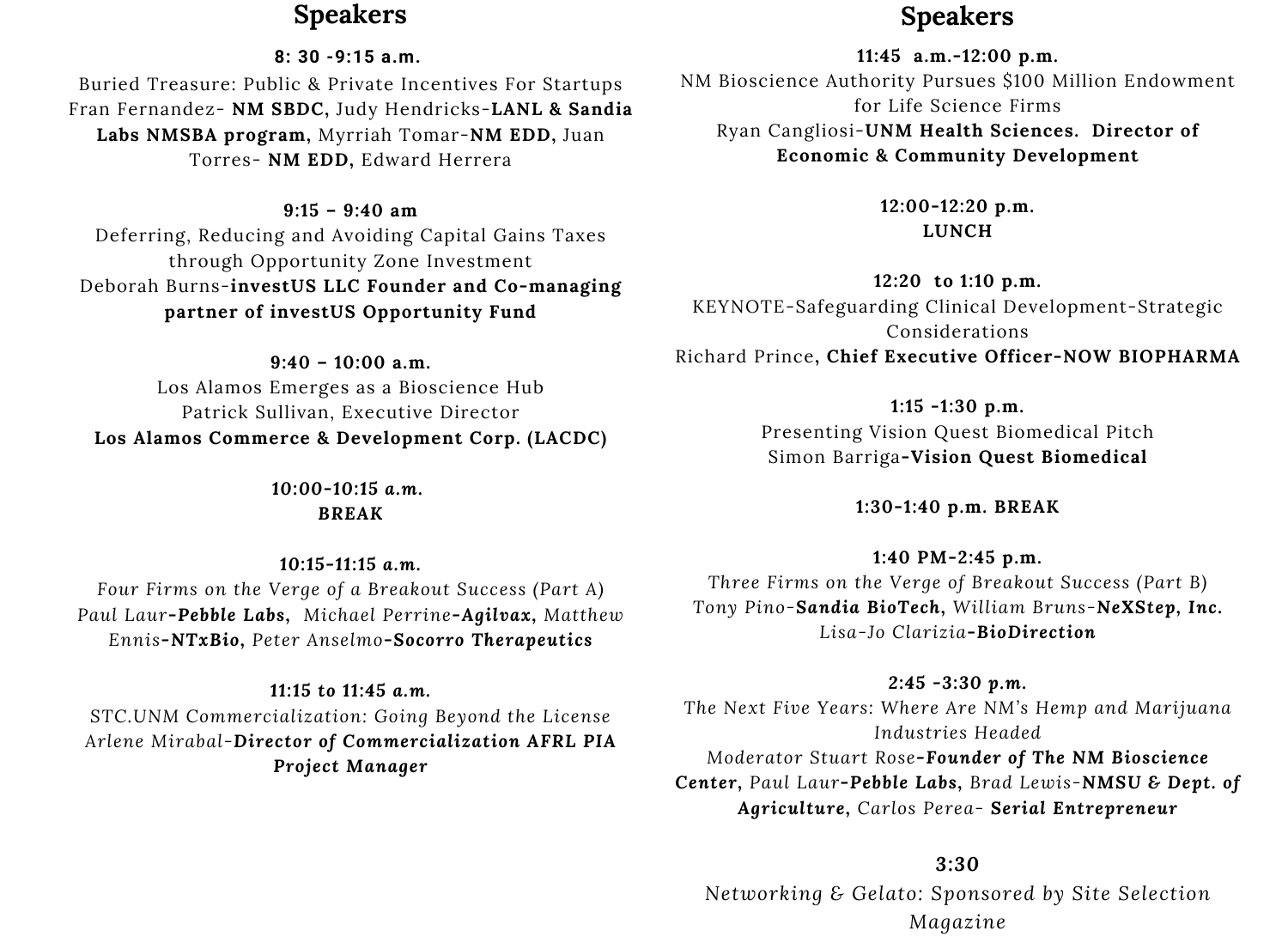## Speakers

**8: 30 -9:15 a.m.**

Buried Treasure: Public & Private Incentives For Startups
Fran Fernandez- **NM SBDC,** Judy Hendricks-**LANL & Sandia Labs NMSBA program**, Myrriah Tomar-**NM EDD,** Juan Torres- **NM EDD,** Edward Herrera

**9:15 – 9:40 am**

Deferring, Reducing and Avoiding Capital Gains Taxes through Opportunity Zone Investment
Deborah Burns-**investUS LLC Founder and Co-managing partner of investUS Opportunity Fund**

**9:40 – 10:00 a.m.**

Los Alamos Emerges as a Bioscience Hub
Patrick Sullivan, Executive Director
**Los Alamos Commerce & Development Corp. (LACDC)**

**10:00-10:15 *a.m.***
**BREAK**

**10:15-11:15 *a.m.***

*Four Firms on the Verge of a Breakout Success (Part A)*
*Paul Laur-**Pebble Labs**, Michael Perrine-**Agilvax**, Matthew Ennis-**NTxBio**, Peter Anselmo-**Socorro Therapeutics***

**11:15 to 11:45 *a.m.***

*STC.UNM Commercialization: Going Beyond the License*
*Arlene Mirabal-**Director of Commercialization AFRL PIA Project Manager***

## Speakers

**11:45 a.m.-12:00 p.m.**

NM Bioscience Authority Pursues $100 Million Endowment for Life Science Firms
Ryan Cangliosi-**UNM Health Sciences. Director of Economic & Community Development**

**12:00-12:20 p.m.**
**LUNCH**

**12:20 to 1:10 p.m.**

KEYNOTE-Safeguarding Clinical Development-Strategic Considerations
Richard Prince**, Chief Executive Officer-NOW BIOPHARMA**

**1:15 -1:30 p.m.**

Presenting Vision Quest Biomedical Pitch
Simon Barriga**-Vision Quest Biomedical**

**1:30-1:40 p.m. BREAK**

**1:40 PM-2:45 p.m.**

*Three Firms on the Verge of Breakout Success (Part B)*
*Tony Pino-**Sandia BioTech**, William Bruns-**NeXStep, Inc.** Lisa-Jo Clarizia**-BioDirection***

**2:45 -3:30 *p.m.***

*The Next Five Years: Where Are NM's Hemp and Marijuana Industries Headed*
*Moderator Stuart Rose**-Founder of The NM Bioscience Center**, Paul Laur**-Pebble Labs**, Brad Lewis-**NMSU & Dept. of Agriculture**, Carlos Perea- **Serial Entrepreneur***

**3:30**

*Networking & Gelato: Sponsored by Site Selection Magazine*